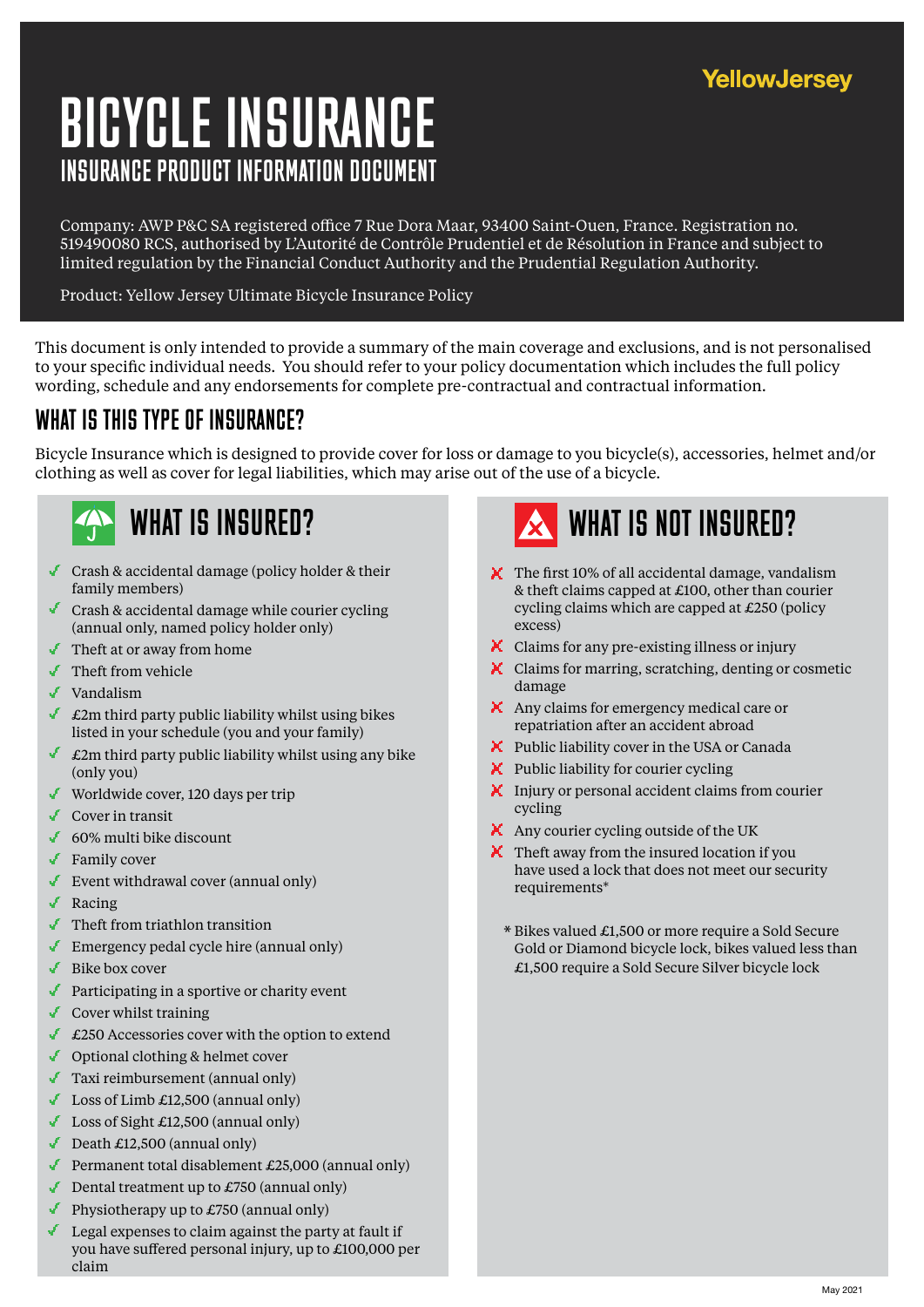YellowJersey

# BICYCLE INSURANCE

## INSURANCE PRODUCT INFORMATION DOCUMENT

Company: AWP P&C SA registered office 7 Rue Dora Maar, 93400 Saint-Ouen, France. Registration no. 519490080 RCS, authorised by L'Autorité de Contrôle Prudentiel et de Résolution in France and subject to limited regulation by the Financial Conduct Authority and the Prudential Regulation Authority.

Product: Yellow Jersey Ultimate Bicycle Insurance Policy

This document is only intended to provide a summary of the main coverage and exclusions, and is not personalised to your specific individual needs. You should refer to your policy documentation which includes the full policy wording, schedule and any endorsements for complete pre-contractual and contractual information.

## WHAT IS THIS TYPE OF INSURANCE?

Bicycle Insurance which is designed to provide cover for loss or damage to you bicycle(s), accessories, helmet and/or clothing as well as cover for legal liabilities, which may arise out of the use of a bicycle.

## WHAT IS INSURED?

- ✓ Crash & accidental damage (policy holder & their family members)
- ✓ Crash & accidental damage while courier cycling (annual only, named policy holder only)
- ✓ Theft at or away from home
- ✓ Theft from vehicle
- ✓ Vandalism
- ✓ £2m third party public liability whilst using bikes listed in your schedule (you and your family)
- ✓ £2m third party public liability whilst using any bike (only you)
- ✓ Worldwide cover, 120 days per trip
- ✓ Cover in transit
- ✓ 60% multi bike discount
- ✓ Family cover
- ✓ Event withdrawal cover (annual only)
- ✓ Racing
- ✓ Theft from triathlon transition
- ✓ Emergency pedal cycle hire (annual only)
- ✓ Bike box cover
- ✓ Participating in a sportive or charity event
- ✓ Cover whilst training
- ✓ £250 Accessories cover with the option to extend
- ✓ Optional clothing & helmet cover
- ✓ Taxi reimbursement (annual only)
- ✓ Loss of Limb £12,500 (annual only)
- ✓ Loss of Sight £12,500 (annual only)
- ✓ Death £12,500 (annual only)
- ✓ Permanent total disablement £25,000 (annual only)
- ✓ Dental treatment up to £750 (annual only)
- ✓ Physiotherapy up to £750 (annual only)
- ✓ Legal expenses to claim against the party at fault if you have suffered personal injury, up to £100,000 per claim

## WHAT IS NOT INSURED?

- ✗ The first 10% of all accidental damage, vandalism & theft claims capped at £100, other than courier cycling claims which are capped at £250 (policy excess)
- ✗ Claims for any pre-existing illness or injury
- ✗ Claims for marring, scratching, denting or cosmetic damage
- ✗ Any claims for emergency medical care or repatriation after an accident abroad
- ✗ Public liability cover in the USA or Canada
- ✗ Public liability for courier cycling
- ✗ Injury or personal accident claims from courier cycling
- ✗ Any courier cycling outside of the UK
- ✗ Theft away from the insured location if you have used a lock that does not meet our security requirements*

\* Bikes valued £1,500 or more require a Sold Secure Gold or Diamond bicycle lock, bikes valued less than £1,500 require a Sold Secure Silver bicycle lock

May 2021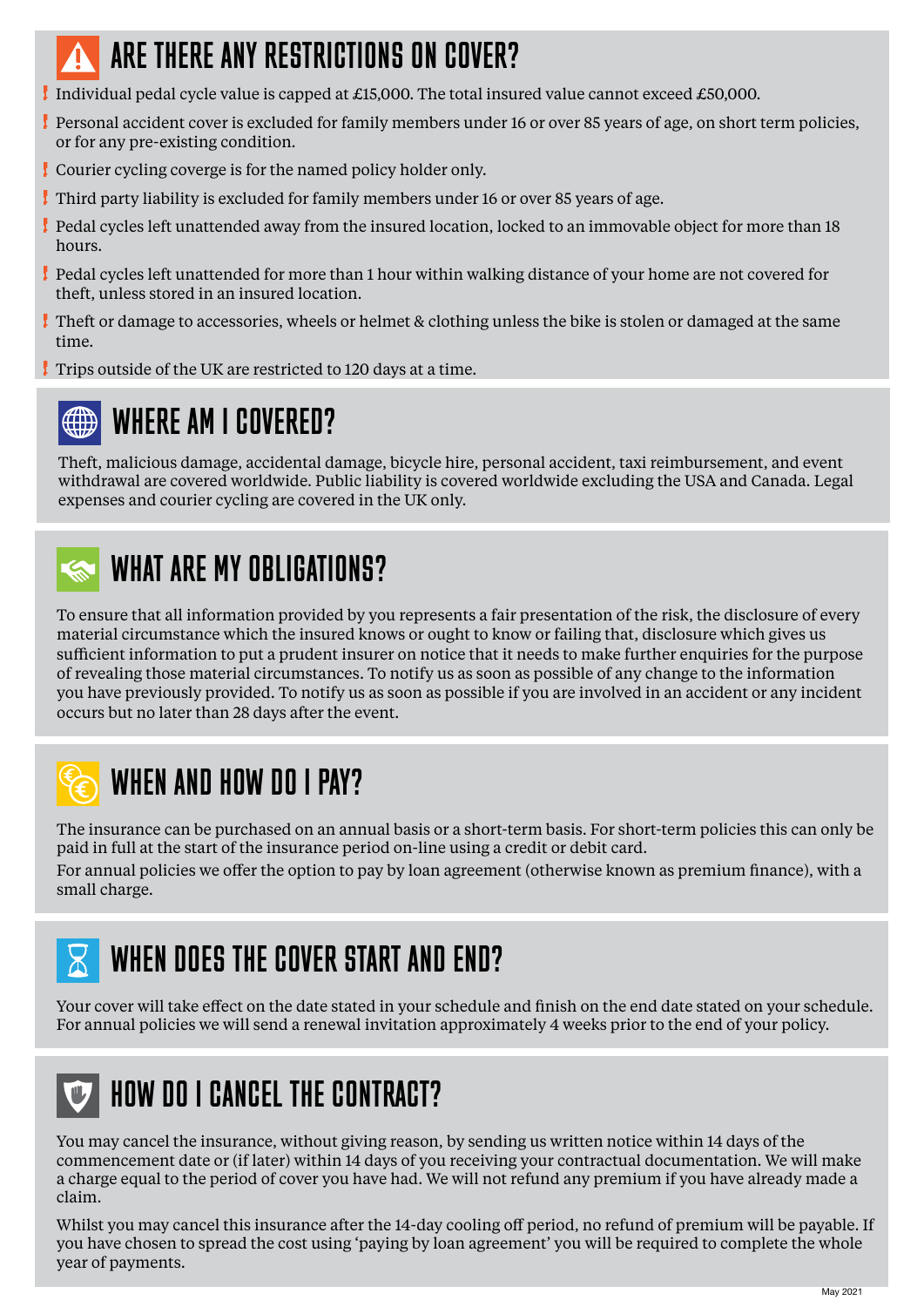## ARE THERE ANY RESTRICTIONS ON COVER?

- Individual pedal cycle value is capped at £15,000. The total insured value cannot exceed £50,000.
- Personal accident cover is excluded for family members under 16 or over 85 years of age, on short term policies, or for any pre-existing condition.
- Courier cycling coverge is for the named policy holder only.
- Third party liability is excluded for family members under 16 or over 85 years of age.
- Pedal cycles left unattended away from the insured location, locked to an immovable object for more than 18 hours.
- Pedal cycles left unattended for more than 1 hour within walking distance of your home are not covered for theft, unless stored in an insured location.
- Theft or damage to accessories, wheels or helmet & clothing unless the bike is stolen or damaged at the same time.
- Trips outside of the UK are restricted to 120 days at a time.

## WHERE AM I COVERED?

Theft, malicious damage, accidental damage, bicycle hire, personal accident, taxi reimbursement, and event withdrawal are covered worldwide. Public liability is covered worldwide excluding the USA and Canada. Legal expenses and courier cycling are covered in the UK only.

## WHAT ARE MY OBLIGATIONS?

To ensure that all information provided by you represents a fair presentation of the risk, the disclosure of every material circumstance which the insured knows or ought to know or failing that, disclosure which gives us sufficient information to put a prudent insurer on notice that it needs to make further enquiries for the purpose of revealing those material circumstances. To notify us as soon as possible of any change to the information you have previously provided. To notify us as soon as possible if you are involved in an accident or any incident occurs but no later than 28 days after the event.

## WHEN AND HOW DO I PAY?

The insurance can be purchased on an annual basis or a short-term basis. For short-term policies this can only be paid in full at the start of the insurance period on-line using a credit or debit card.

For annual policies we offer the option to pay by loan agreement (otherwise known as premium finance), with a small charge.

## WHEN DOES THE COVER START AND END?

Your cover will take effect on the date stated in your schedule and finish on the end date stated on your schedule. For annual policies we will send a renewal invitation approximately 4 weeks prior to the end of your policy.

## HOW DO I CANCEL THE CONTRACT?

You may cancel the insurance, without giving reason, by sending us written notice within 14 days of the commencement date or (if later) within 14 days of you receiving your contractual documentation. We will make a charge equal to the period of cover you have had. We will not refund any premium if you have already made a claim.

Whilst you may cancel this insurance after the 14-day cooling off period, no refund of premium will be payable. If you have chosen to spread the cost using 'paying by loan agreement' you will be required to complete the whole year of payments.

May 2021